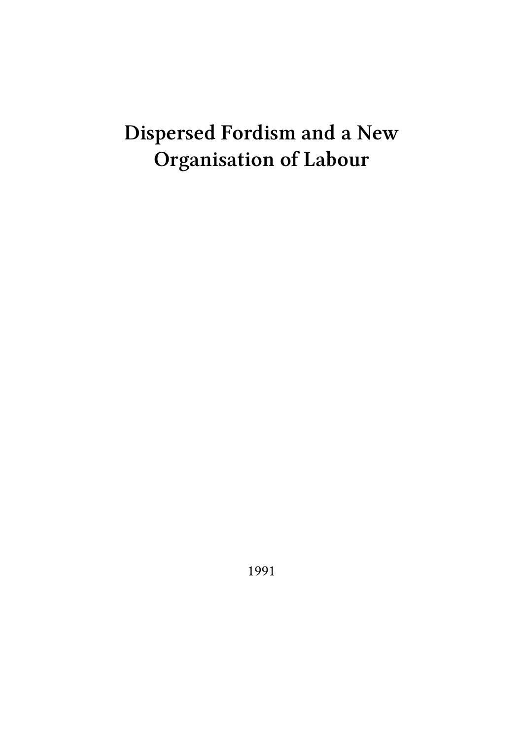# Dispersed Fordism and a New Organisation of Labour

1991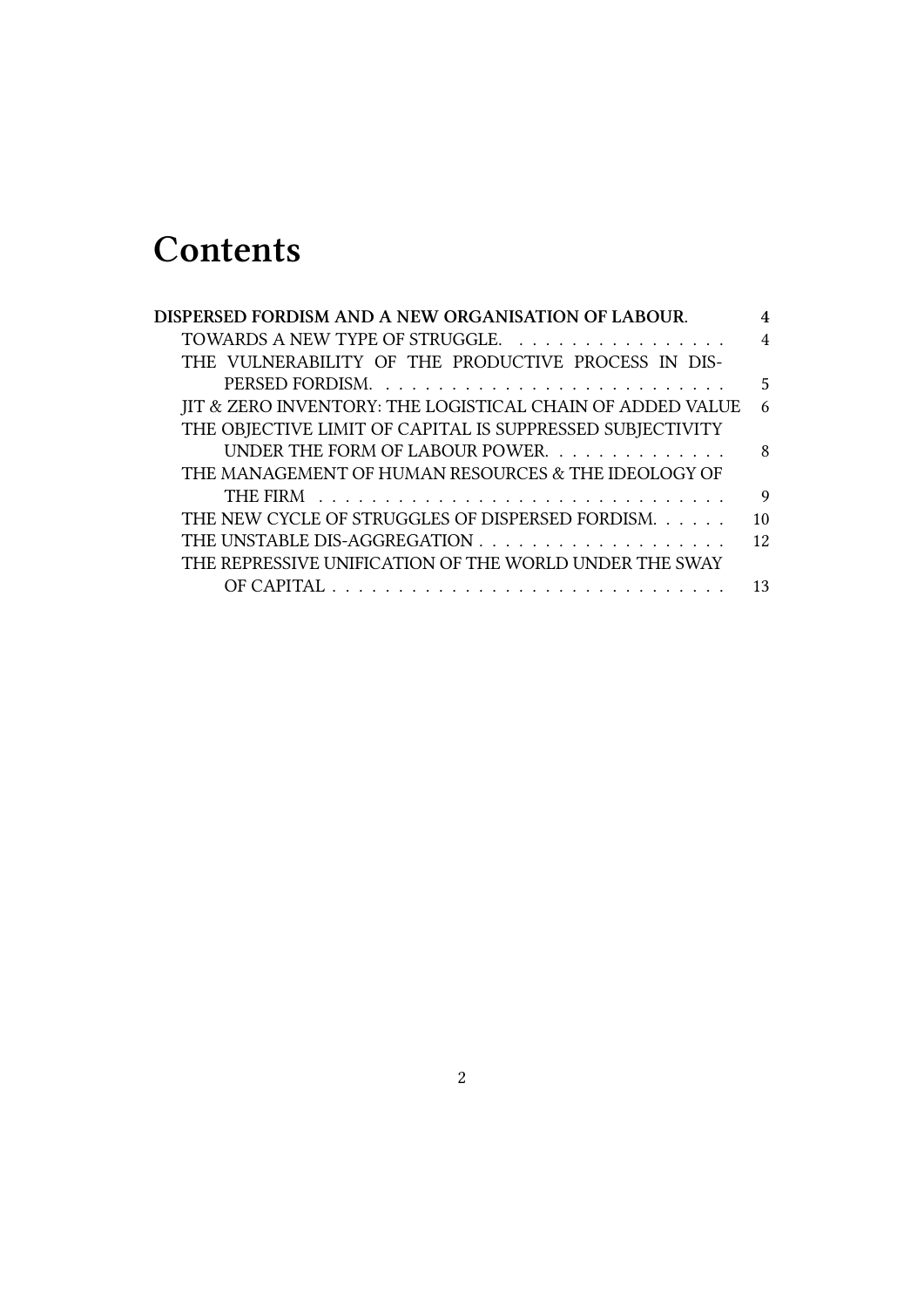# Contents

**DISPERSED FORDISM AND A NEW ORGANISATION OF LABOUR.** 4

- TOWARDS A NEW TYPE OF STRUGGLE. 4
- THE VULNERABILITY OF THE PRODUCTIVE PROCESS IN DISPERSED FORDISM. 5
- JIT & ZERO INVENTORY: THE LOGISTICAL CHAIN OF ADDED VALUE 6
- THE OBJECTIVE LIMIT OF CAPITAL IS SUPPRESSED SUBJECTIVITY UNDER THE FORM OF LABOUR POWER. 8
- THE MANAGEMENT OF HUMAN RESOURCES & THE IDEOLOGY OF THE FIRM 9
- THE NEW CYCLE OF STRUGGLES OF DISPERSED FORDISM. 10
- THE UNSTABLE DIS-AGGREGATION 12
- THE REPRESSIVE UNIFICATION OF THE WORLD UNDER THE SWAY OF CAPITAL 13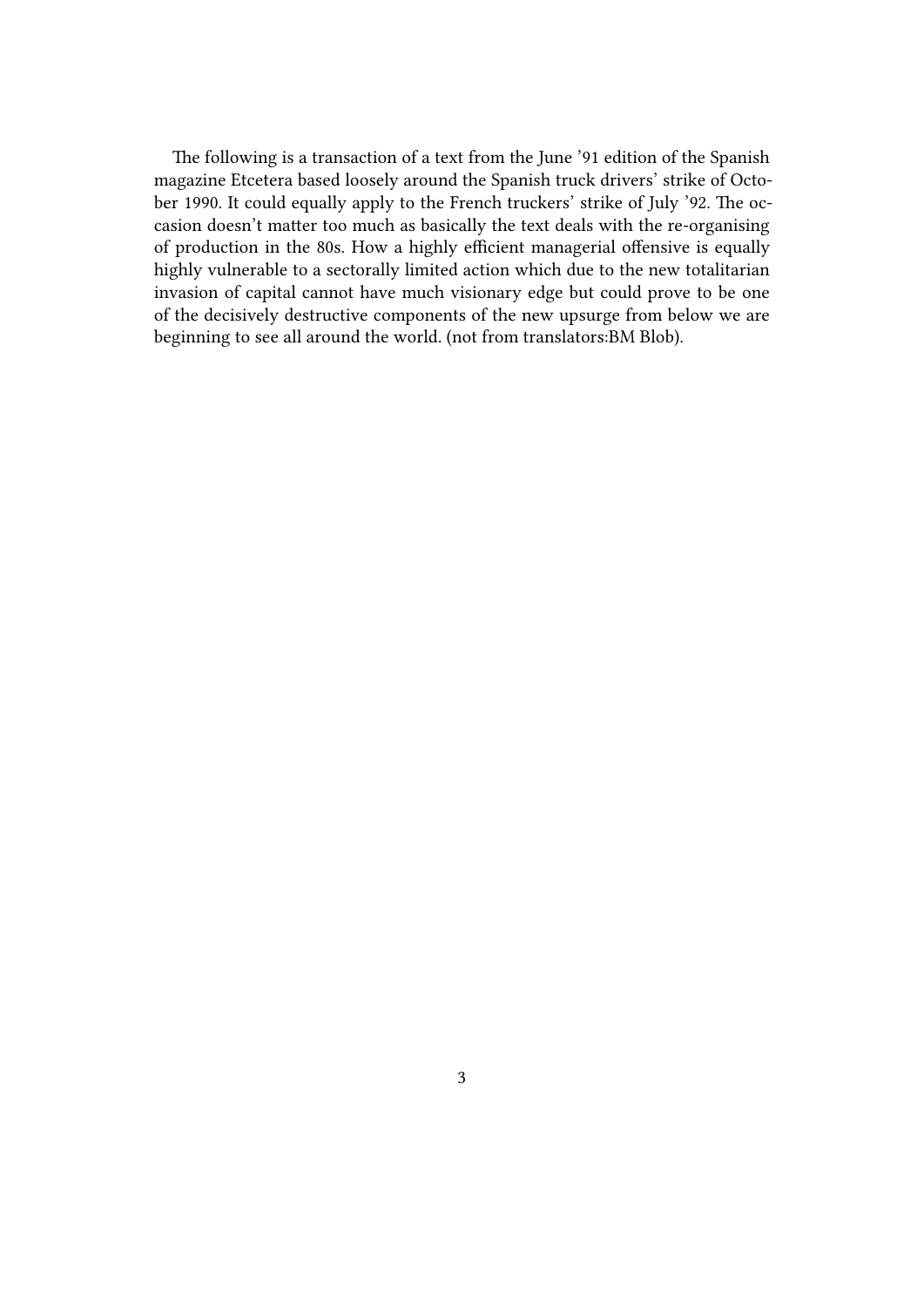The following is a transaction of a text from the June '91 edition of the Spanish magazine Etcetera based loosely around the Spanish truck drivers' strike of October 1990. It could equally apply to the French truckers' strike of July '92. The occasion doesn't matter too much as basically the text deals with the re-organising of production in the 80s. How a highly efficient managerial offensive is equally highly vulnerable to a sectorally limited action which due to the new totalitarian invasion of capital cannot have much visionary edge but could prove to be one of the decisively destructive components of the new upsurge from below we are beginning to see all around the world. (not from translators:BM Blob).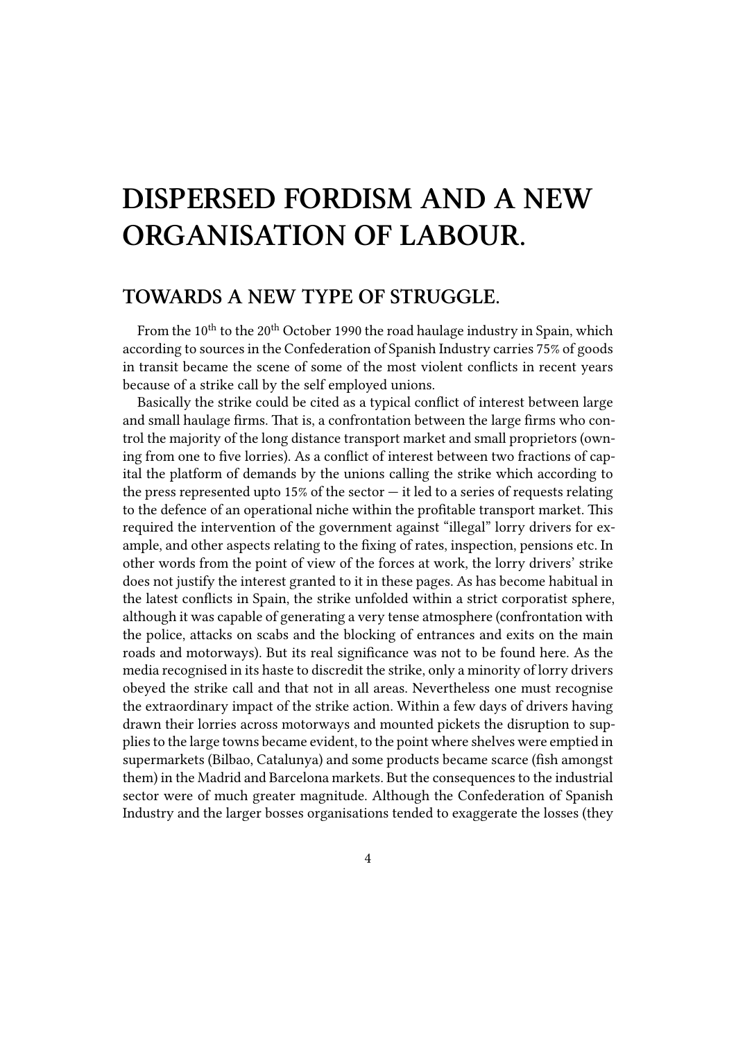# DISPERSED FORDISM AND A NEW ORGANISATION OF LABOUR.

## TOWARDS A NEW TYPE OF STRUGGLE.

From the 10th to the 20th October 1990 the road haulage industry in Spain, which according to sources in the Confederation of Spanish Industry carries 75% of goods in transit became the scene of some of the most violent conflicts in recent years because of a strike call by the self employed unions.

Basically the strike could be cited as a typical conflict of interest between large and small haulage firms. That is, a confrontation between the large firms who control the majority of the long distance transport market and small proprietors (owning from one to five lorries). As a conflict of interest between two fractions of capital the platform of demands by the unions calling the strike which according to the press represented upto 15% of the sector — it led to a series of requests relating to the defence of an operational niche within the profitable transport market. This required the intervention of the government against "illegal" lorry drivers for example, and other aspects relating to the fixing of rates, inspection, pensions etc. In other words from the point of view of the forces at work, the lorry drivers' strike does not justify the interest granted to it in these pages. As has become habitual in the latest conflicts in Spain, the strike unfolded within a strict corporatist sphere, although it was capable of generating a very tense atmosphere (confrontation with the police, attacks on scabs and the blocking of entrances and exits on the main roads and motorways). But its real significance was not to be found here. As the media recognised in its haste to discredit the strike, only a minority of lorry drivers obeyed the strike call and that not in all areas. Nevertheless one must recognise the extraordinary impact of the strike action. Within a few days of drivers having drawn their lorries across motorways and mounted pickets the disruption to supplies to the large towns became evident, to the point where shelves were emptied in supermarkets (Bilbao, Catalunya) and some products became scarce (fish amongst them) in the Madrid and Barcelona markets. But the consequences to the industrial sector were of much greater magnitude. Although the Confederation of Spanish Industry and the larger bosses organisations tended to exaggerate the losses (they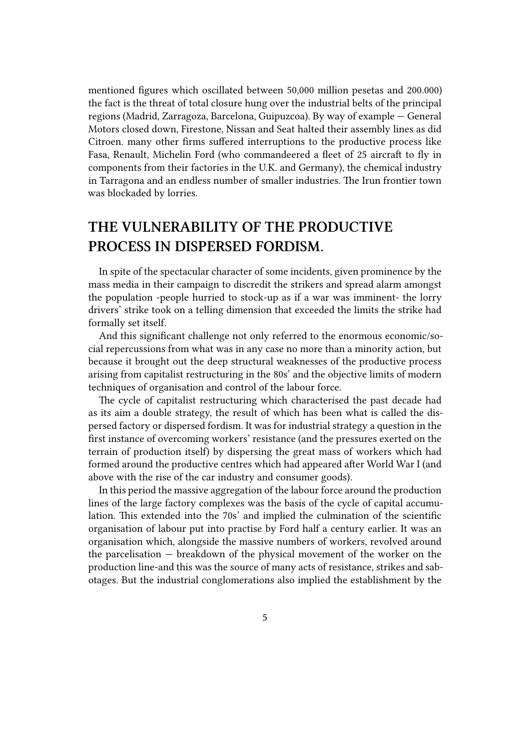mentioned figures which oscillated between 50,000 million pesetas and 200.000) the fact is the threat of total closure hung over the industrial belts of the principal regions (Madrid, Zarragoza, Barcelona, Guipuzcoa). By way of example — General Motors closed down, Firestone, Nissan and Seat halted their assembly lines as did Citroen. many other firms suffered interruptions to the productive process like Fasa, Renault, Michelin Ford (who commandeered a fleet of 25 aircraft to fly in components from their factories in the U.K. and Germany), the chemical industry in Tarragona and an endless number of smaller industries. The Irun frontier town was blockaded by lorries.

## THE VULNERABILITY OF THE PRODUCTIVE PROCESS IN DISPERSED FORDISM.

In spite of the spectacular character of some incidents, given prominence by the mass media in their campaign to discredit the strikers and spread alarm amongst the population -people hurried to stock-up as if a war was imminent- the lorry drivers' strike took on a telling dimension that exceeded the limits the strike had formally set itself.

And this significant challenge not only referred to the enormous economic/social repercussions from what was in any case no more than a minority action, but because it brought out the deep structural weaknesses of the productive process arising from capitalist restructuring in the 80s' and the objective limits of modern techniques of organisation and control of the labour force.

The cycle of capitalist restructuring which characterised the past decade had as its aim a double strategy, the result of which has been what is called the dispersed factory or dispersed fordism. It was for industrial strategy a question in the first instance of overcoming workers' resistance (and the pressures exerted on the terrain of production itself) by dispersing the great mass of workers which had formed around the productive centres which had appeared after World War I (and above with the rise of the car industry and consumer goods).

In this period the massive aggregation of the labour force around the production lines of the large factory complexes was the basis of the cycle of capital accumulation. This extended into the 70s' and implied the culmination of the scientific organisation of labour put into practise by Ford half a century earlier. It was an organisation which, alongside the massive numbers of workers, revolved around the parcelisation — breakdown of the physical movement of the worker on the production line-and this was the source of many acts of resistance, strikes and sabotages. But the industrial conglomerations also implied the establishment by the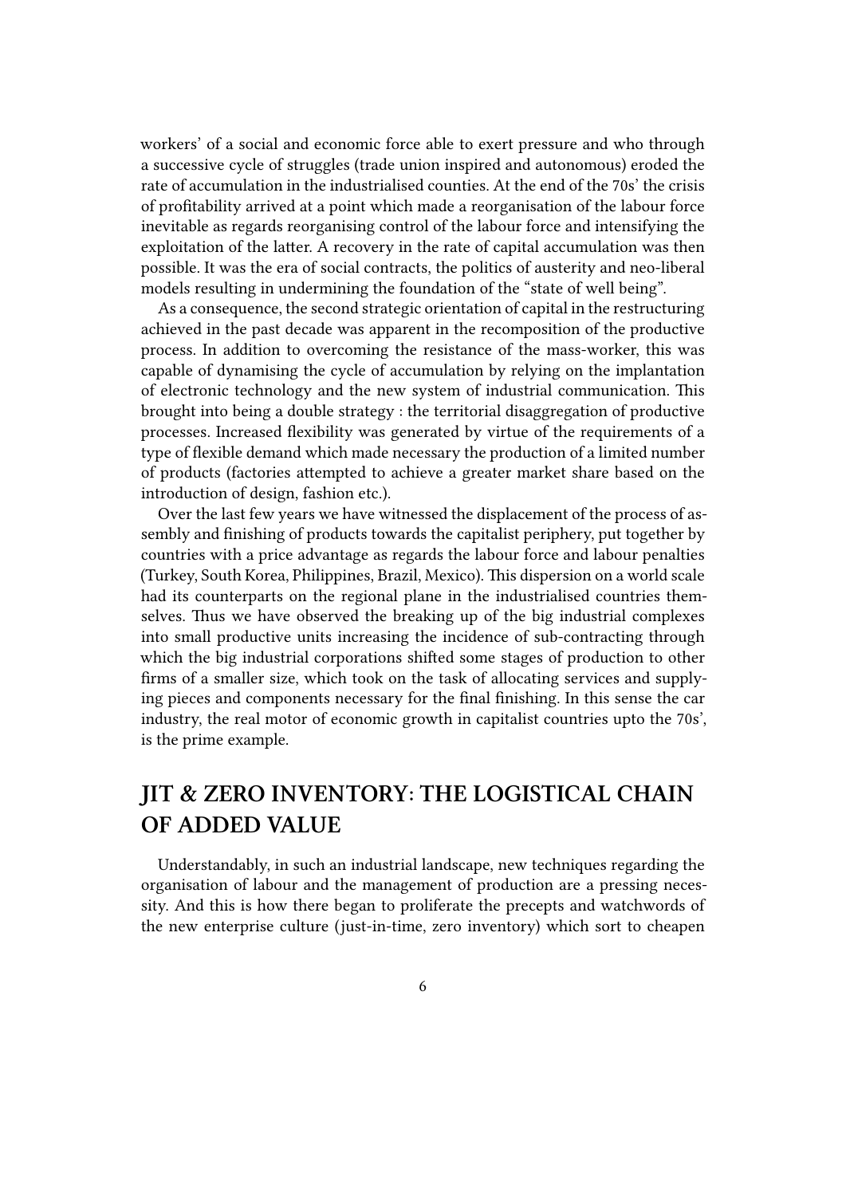workers' of a social and economic force able to exert pressure and who through a successive cycle of struggles (trade union inspired and autonomous) eroded the rate of accumulation in the industrialised counties. At the end of the 70s' the crisis of profitability arrived at a point which made a reorganisation of the labour force inevitable as regards reorganising control of the labour force and intensifying the exploitation of the latter. A recovery in the rate of capital accumulation was then possible. It was the era of social contracts, the politics of austerity and neo-liberal models resulting in undermining the foundation of the "state of well being".

As a consequence, the second strategic orientation of capital in the restructuring achieved in the past decade was apparent in the recomposition of the productive process. In addition to overcoming the resistance of the mass-worker, this was capable of dynamising the cycle of accumulation by relying on the implantation of electronic technology and the new system of industrial communication. This brought into being a double strategy : the territorial disaggregation of productive processes. Increased flexibility was generated by virtue of the requirements of a type of flexible demand which made necessary the production of a limited number of products (factories attempted to achieve a greater market share based on the introduction of design, fashion etc.).

Over the last few years we have witnessed the displacement of the process of assembly and finishing of products towards the capitalist periphery, put together by countries with a price advantage as regards the labour force and labour penalties (Turkey, South Korea, Philippines, Brazil, Mexico). This dispersion on a world scale had its counterparts on the regional plane in the industrialised countries themselves. Thus we have observed the breaking up of the big industrial complexes into small productive units increasing the incidence of sub-contracting through which the big industrial corporations shifted some stages of production to other firms of a smaller size, which took on the task of allocating services and supplying pieces and components necessary for the final finishing. In this sense the car industry, the real motor of economic growth in capitalist countries upto the 70s', is the prime example.

## JIT & ZERO INVENTORY: THE LOGISTICAL CHAIN OF ADDED VALUE

Understandably, in such an industrial landscape, new techniques regarding the organisation of labour and the management of production are a pressing necessity. And this is how there began to proliferate the precepts and watchwords of the new enterprise culture (just-in-time, zero inventory) which sort to cheapen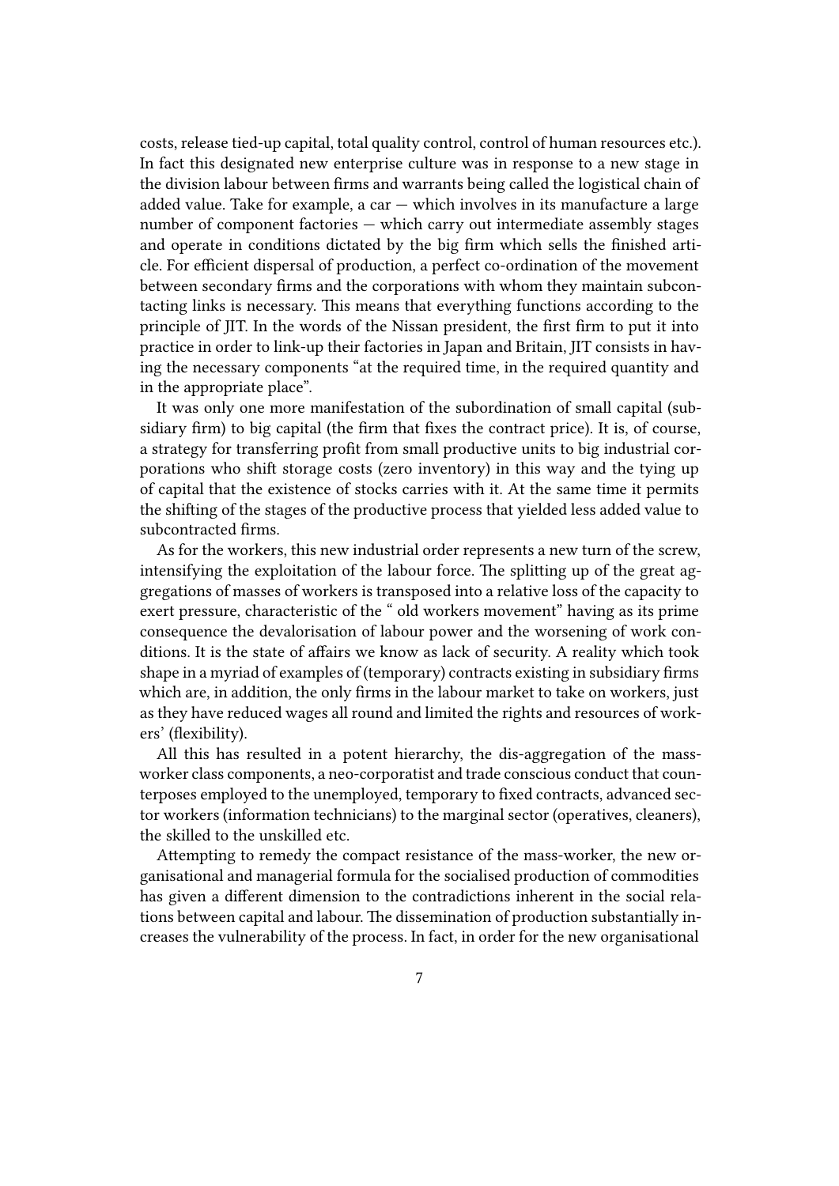costs, release tied-up capital, total quality control, control of human resources etc.). In fact this designated new enterprise culture was in response to a new stage in the division labour between firms and warrants being called the logistical chain of added value. Take for example, a car — which involves in its manufacture a large number of component factories — which carry out intermediate assembly stages and operate in conditions dictated by the big firm which sells the finished article. For efficient dispersal of production, a perfect co-ordination of the movement between secondary firms and the corporations with whom they maintain subcontacting links is necessary. This means that everything functions according to the principle of JIT. In the words of the Nissan president, the first firm to put it into practice in order to link-up their factories in Japan and Britain, JIT consists in having the necessary components "at the required time, in the required quantity and in the appropriate place".

It was only one more manifestation of the subordination of small capital (subsidiary firm) to big capital (the firm that fixes the contract price). It is, of course, a strategy for transferring profit from small productive units to big industrial corporations who shift storage costs (zero inventory) in this way and the tying up of capital that the existence of stocks carries with it. At the same time it permits the shifting of the stages of the productive process that yielded less added value to subcontracted firms.

As for the workers, this new industrial order represents a new turn of the screw, intensifying the exploitation of the labour force. The splitting up of the great aggregations of masses of workers is transposed into a relative loss of the capacity to exert pressure, characteristic of the " old workers movement" having as its prime consequence the devalorisation of labour power and the worsening of work conditions. It is the state of affairs we know as lack of security. A reality which took shape in a myriad of examples of (temporary) contracts existing in subsidiary firms which are, in addition, the only firms in the labour market to take on workers, just as they have reduced wages all round and limited the rights and resources of workers' (flexibility).

All this has resulted in a potent hierarchy, the dis-aggregation of the mass-worker class components, a neo-corporatist and trade conscious conduct that counterposes employed to the unemployed, temporary to fixed contracts, advanced sector workers (information technicians) to the marginal sector (operatives, cleaners), the skilled to the unskilled etc.

Attempting to remedy the compact resistance of the mass-worker, the new organisational and managerial formula for the socialised production of commodities has given a different dimension to the contradictions inherent in the social relations between capital and labour. The dissemination of production substantially increases the vulnerability of the process. In fact, in order for the new organisational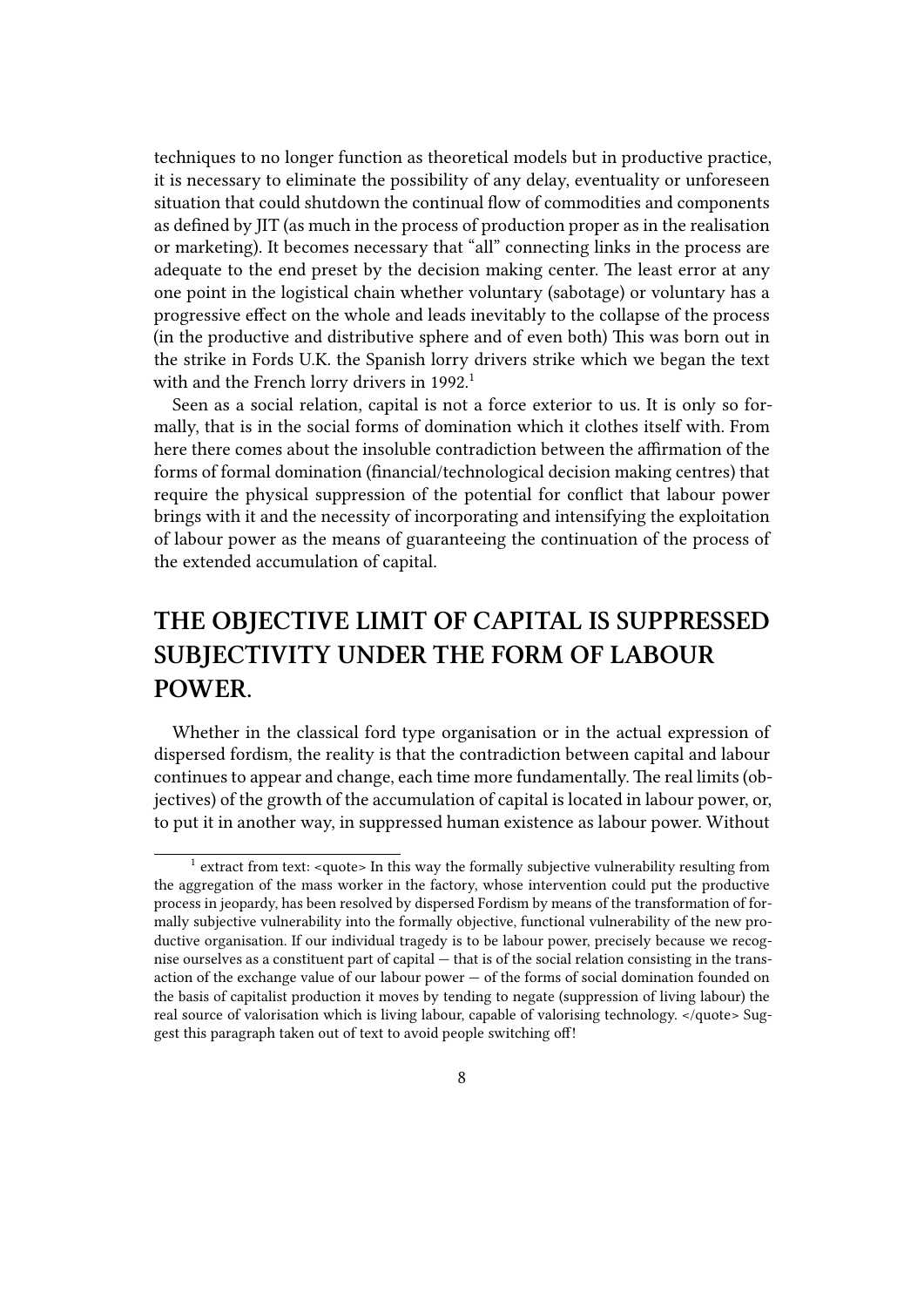techniques to no longer function as theoretical models but in productive practice, it is necessary to eliminate the possibility of any delay, eventuality or unforeseen situation that could shutdown the continual flow of commodities and components as defined by JIT (as much in the process of production proper as in the realisation or marketing). It becomes necessary that "all" connecting links in the process are adequate to the end preset by the decision making center. The least error at any one point in the logistical chain whether voluntary (sabotage) or voluntary has a progressive effect on the whole and leads inevitably to the collapse of the process (in the productive and distributive sphere and of even both) This was born out in the strike in Fords U.K. the Spanish lorry drivers strike which we began the text with and the French lorry drivers in 1992.[1]

Seen as a social relation, capital is not a force exterior to us. It is only so formally, that is in the social forms of domination which it clothes itself with. From here there comes about the insoluble contradiction between the affirmation of the forms of formal domination (financial/technological decision making centres) that require the physical suppression of the potential for conflict that labour power brings with it and the necessity of incorporating and intensifying the exploitation of labour power as the means of guaranteeing the continuation of the process of the extended accumulation of capital.

## THE OBJECTIVE LIMIT OF CAPITAL IS SUPPRESSED SUBJECTIVITY UNDER THE FORM OF LABOUR POWER.

Whether in the classical ford type organisation or in the actual expression of dispersed fordism, the reality is that the contradiction between capital and labour continues to appear and change, each time more fundamentally. The real limits (objectives) of the growth of the accumulation of capital is located in labour power, or, to put it in another way, in suppressed human existence as labour power. Without

---

[1] extract from text: <quote> In this way the formally subjective vulnerability resulting from the aggregation of the mass worker in the factory, whose intervention could put the productive process in jeopardy, has been resolved by dispersed Fordism by means of the transformation of formally subjective vulnerability into the formally objective, functional vulnerability of the new productive organisation. If our individual tragedy is to be labour power, precisely because we recognise ourselves as a constituent part of capital — that is of the social relation consisting in the transaction of the exchange value of our labour power — of the forms of social domination founded on the basis of capitalist production it moves by tending to negate (suppression of living labour) the real source of valorisation which is living labour, capable of valorising technology. </quote> Suggest this paragraph taken out of text to avoid people switching off!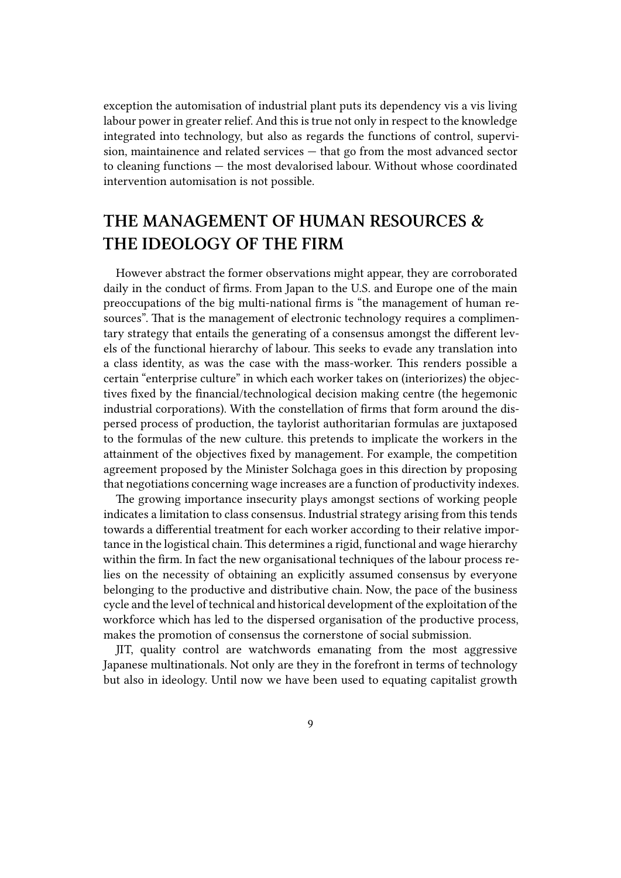exception the automisation of industrial plant puts its dependency vis a vis living labour power in greater relief. And this is true not only in respect to the knowledge integrated into technology, but also as regards the functions of control, supervision, maintainence and related services — that go from the most advanced sector to cleaning functions — the most devalorised labour. Without whose coordinated intervention automisation is not possible.

## THE MANAGEMENT OF HUMAN RESOURCES & THE IDEOLOGY OF THE FIRM

However abstract the former observations might appear, they are corroborated daily in the conduct of firms. From Japan to the U.S. and Europe one of the main preoccupations of the big multi-national firms is "the management of human resources". That is the management of electronic technology requires a complimentary strategy that entails the generating of a consensus amongst the different levels of the functional hierarchy of labour. This seeks to evade any translation into a class identity, as was the case with the mass-worker. This renders possible a certain "enterprise culture" in which each worker takes on (interiorizes) the objectives fixed by the financial/technological decision making centre (the hegemonic industrial corporations). With the constellation of firms that form around the dispersed process of production, the taylorist authoritarian formulas are juxtaposed to the formulas of the new culture. this pretends to implicate the workers in the attainment of the objectives fixed by management. For example, the competition agreement proposed by the Minister Solchaga goes in this direction by proposing that negotiations concerning wage increases are a function of productivity indexes.

The growing importance insecurity plays amongst sections of working people indicates a limitation to class consensus. Industrial strategy arising from this tends towards a differential treatment for each worker according to their relative importance in the logistical chain. This determines a rigid, functional and wage hierarchy within the firm. In fact the new organisational techniques of the labour process relies on the necessity of obtaining an explicitly assumed consensus by everyone belonging to the productive and distributive chain. Now, the pace of the business cycle and the level of technical and historical development of the exploitation of the workforce which has led to the dispersed organisation of the productive process, makes the promotion of consensus the cornerstone of social submission.

JIT, quality control are watchwords emanating from the most aggressive Japanese multinationals. Not only are they in the forefront in terms of technology but also in ideology. Until now we have been used to equating capitalist growth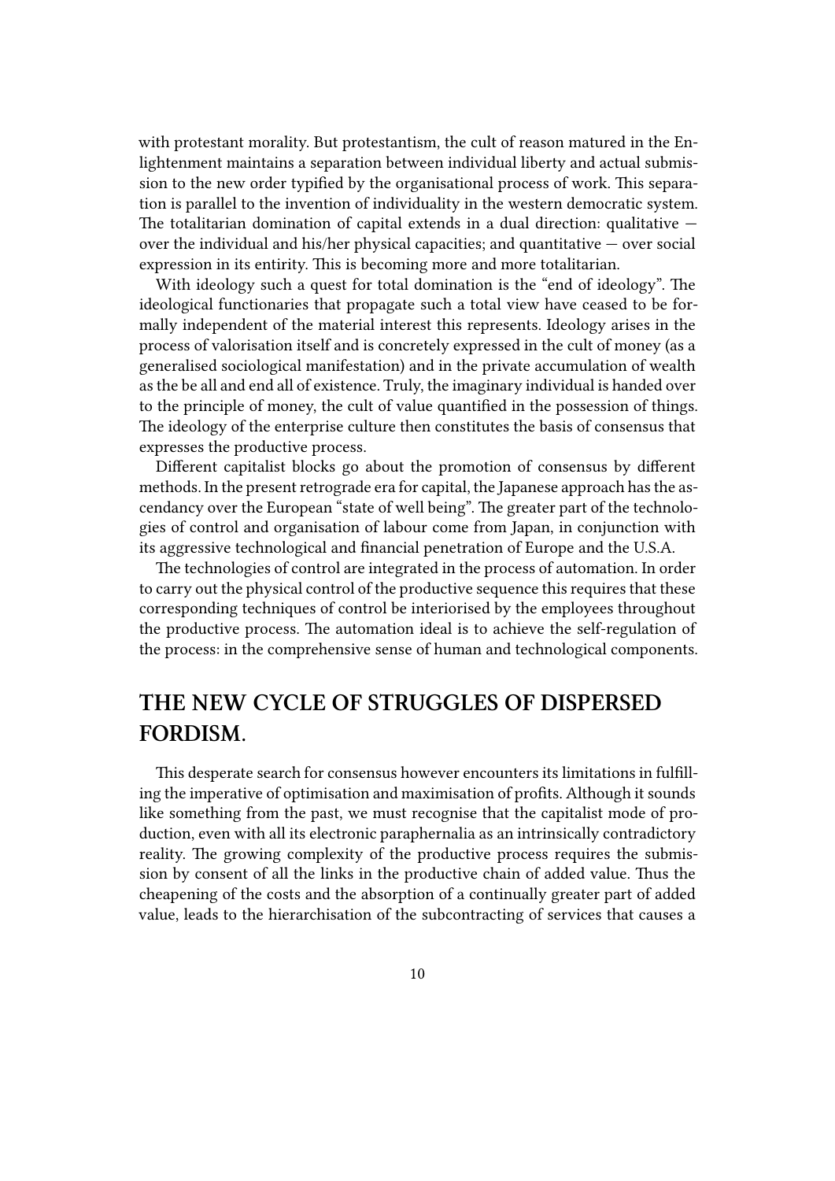with protestant morality. But protestantism, the cult of reason matured in the Enlightenment maintains a separation between individual liberty and actual submission to the new order typified by the organisational process of work. This separation is parallel to the invention of individuality in the western democratic system. The totalitarian domination of capital extends in a dual direction: qualitative — over the individual and his/her physical capacities; and quantitative — over social expression in its entirity. This is becoming more and more totalitarian.

With ideology such a quest for total domination is the "end of ideology". The ideological functionaries that propagate such a total view have ceased to be formally independent of the material interest this represents. Ideology arises in the process of valorisation itself and is concretely expressed in the cult of money (as a generalised sociological manifestation) and in the private accumulation of wealth as the be all and end all of existence. Truly, the imaginary individual is handed over to the principle of money, the cult of value quantified in the possession of things. The ideology of the enterprise culture then constitutes the basis of consensus that expresses the productive process.

Different capitalist blocks go about the promotion of consensus by different methods. In the present retrograde era for capital, the Japanese approach has the ascendancy over the European "state of well being". The greater part of the technologies of control and organisation of labour come from Japan, in conjunction with its aggressive technological and financial penetration of Europe and the U.S.A.

The technologies of control are integrated in the process of automation. In order to carry out the physical control of the productive sequence this requires that these corresponding techniques of control be interiorised by the employees throughout the productive process. The automation ideal is to achieve the self-regulation of the process: in the comprehensive sense of human and technological components.

## THE NEW CYCLE OF STRUGGLES OF DISPERSED FORDISM.

This desperate search for consensus however encounters its limitations in fulfilling the imperative of optimisation and maximisation of profits. Although it sounds like something from the past, we must recognise that the capitalist mode of production, even with all its electronic paraphernalia as an intrinsically contradictory reality. The growing complexity of the productive process requires the submission by consent of all the links in the productive chain of added value. Thus the cheapening of the costs and the absorption of a continually greater part of added value, leads to the hierarchisation of the subcontracting of services that causes a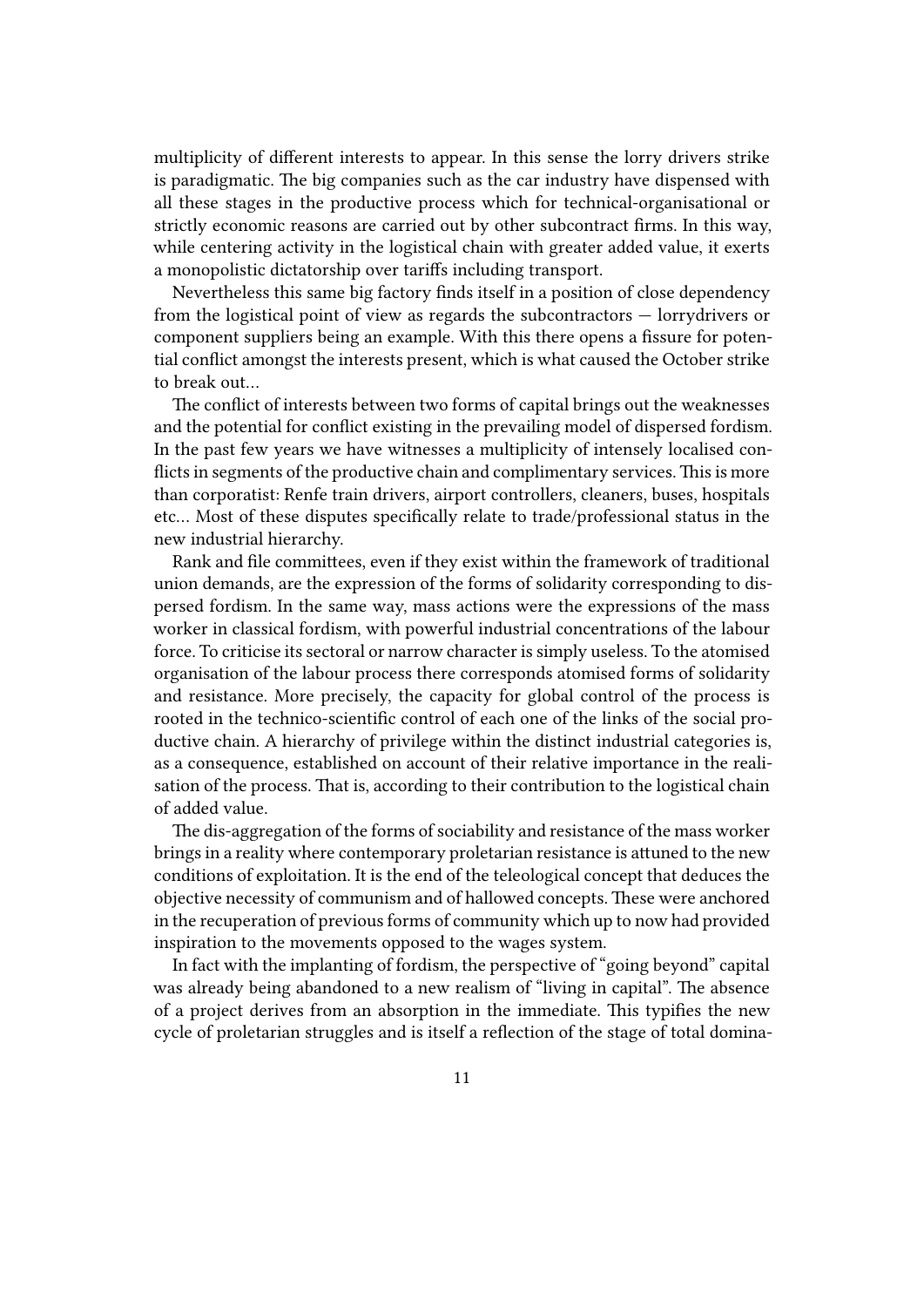multiplicity of different interests to appear. In this sense the lorry drivers strike is paradigmatic. The big companies such as the car industry have dispensed with all these stages in the productive process which for technical-organisational or strictly economic reasons are carried out by other subcontract firms. In this way, while centering activity in the logistical chain with greater added value, it exerts a monopolistic dictatorship over tariffs including transport.

Nevertheless this same big factory finds itself in a position of close dependency from the logistical point of view as regards the subcontractors — lorrydrivers or component suppliers being an example. With this there opens a fissure for potential conflict amongst the interests present, which is what caused the October strike to break out…

The conflict of interests between two forms of capital brings out the weaknesses and the potential for conflict existing in the prevailing model of dispersed fordism. In the past few years we have witnesses a multiplicity of intensely localised conflicts in segments of the productive chain and complimentary services. This is more than corporatist: Renfe train drivers, airport controllers, cleaners, buses, hospitals etc… Most of these disputes specifically relate to trade/professional status in the new industrial hierarchy.

Rank and file committees, even if they exist within the framework of traditional union demands, are the expression of the forms of solidarity corresponding to dispersed fordism. In the same way, mass actions were the expressions of the mass worker in classical fordism, with powerful industrial concentrations of the labour force. To criticise its sectoral or narrow character is simply useless. To the atomised organisation of the labour process there corresponds atomised forms of solidarity and resistance. More precisely, the capacity for global control of the process is rooted in the technico-scientific control of each one of the links of the social productive chain. A hierarchy of privilege within the distinct industrial categories is, as a consequence, established on account of their relative importance in the realisation of the process. That is, according to their contribution to the logistical chain of added value.

The dis-aggregation of the forms of sociability and resistance of the mass worker brings in a reality where contemporary proletarian resistance is attuned to the new conditions of exploitation. It is the end of the teleological concept that deduces the objective necessity of communism and of hallowed concepts. These were anchored in the recuperation of previous forms of community which up to now had provided inspiration to the movements opposed to the wages system.

In fact with the implanting of fordism, the perspective of "going beyond" capital was already being abandoned to a new realism of "living in capital". The absence of a project derives from an absorption in the immediate. This typifies the new cycle of proletarian struggles and is itself a reflection of the stage of total domina-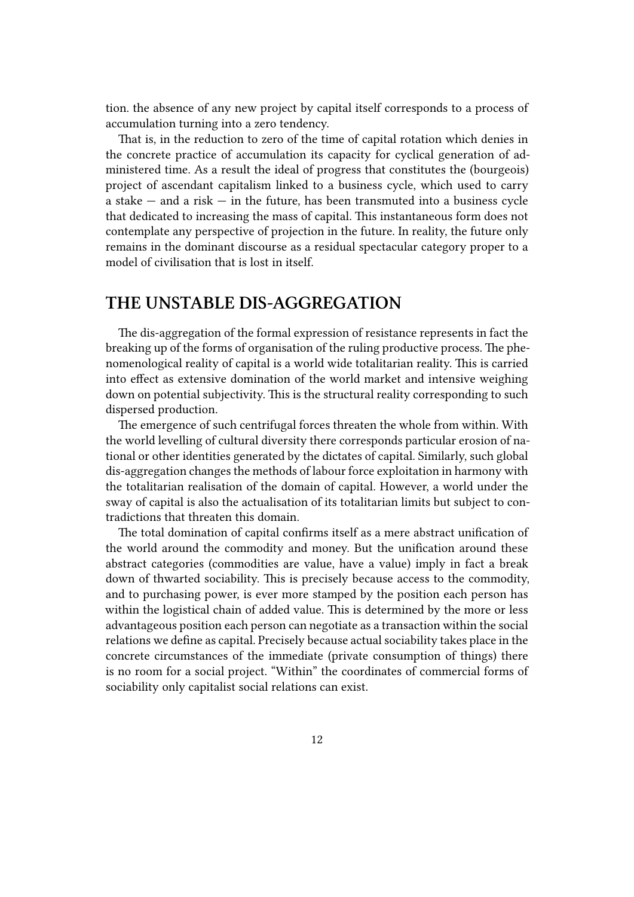tion. the absence of any new project by capital itself corresponds to a process of accumulation turning into a zero tendency.

That is, in the reduction to zero of the time of capital rotation which denies in the concrete practice of accumulation its capacity for cyclical generation of administered time. As a result the ideal of progress that constitutes the (bourgeois) project of ascendant capitalism linked to a business cycle, which used to carry a stake — and a risk — in the future, has been transmuted into a business cycle that dedicated to increasing the mass of capital. This instantaneous form does not contemplate any perspective of projection in the future. In reality, the future only remains in the dominant discourse as a residual spectacular category proper to a model of civilisation that is lost in itself.

## THE UNSTABLE DIS-AGGREGATION

The dis-aggregation of the formal expression of resistance represents in fact the breaking up of the forms of organisation of the ruling productive process. The phenomenological reality of capital is a world wide totalitarian reality. This is carried into effect as extensive domination of the world market and intensive weighing down on potential subjectivity. This is the structural reality corresponding to such dispersed production.

The emergence of such centrifugal forces threaten the whole from within. With the world levelling of cultural diversity there corresponds particular erosion of national or other identities generated by the dictates of capital. Similarly, such global dis-aggregation changes the methods of labour force exploitation in harmony with the totalitarian realisation of the domain of capital. However, a world under the sway of capital is also the actualisation of its totalitarian limits but subject to contradictions that threaten this domain.

The total domination of capital confirms itself as a mere abstract unification of the world around the commodity and money. But the unification around these abstract categories (commodities are value, have a value) imply in fact a break down of thwarted sociability. This is precisely because access to the commodity, and to purchasing power, is ever more stamped by the position each person has within the logistical chain of added value. This is determined by the more or less advantageous position each person can negotiate as a transaction within the social relations we define as capital. Precisely because actual sociability takes place in the concrete circumstances of the immediate (private consumption of things) there is no room for a social project. "Within" the coordinates of commercial forms of sociability only capitalist social relations can exist.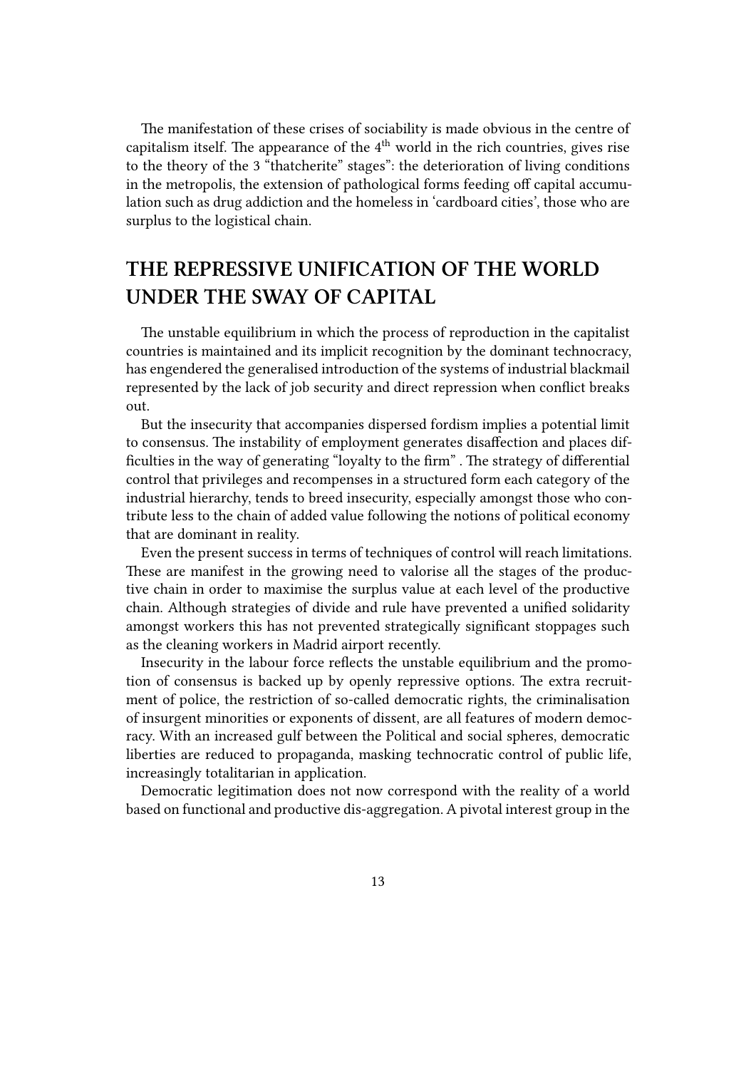The manifestation of these crises of sociability is made obvious in the centre of capitalism itself. The appearance of the 4th world in the rich countries, gives rise to the theory of the 3 "thatcherite" stages": the deterioration of living conditions in the metropolis, the extension of pathological forms feeding off capital accumulation such as drug addiction and the homeless in 'cardboard cities', those who are surplus to the logistical chain.

## THE REPRESSIVE UNIFICATION OF THE WORLD UNDER THE SWAY OF CAPITAL

The unstable equilibrium in which the process of reproduction in the capitalist countries is maintained and its implicit recognition by the dominant technocracy, has engendered the generalised introduction of the systems of industrial blackmail represented by the lack of job security and direct repression when conflict breaks out.

But the insecurity that accompanies dispersed fordism implies a potential limit to consensus. The instability of employment generates disaffection and places difficulties in the way of generating "loyalty to the firm" . The strategy of differential control that privileges and recompenses in a structured form each category of the industrial hierarchy, tends to breed insecurity, especially amongst those who contribute less to the chain of added value following the notions of political economy that are dominant in reality.

Even the present success in terms of techniques of control will reach limitations. These are manifest in the growing need to valorise all the stages of the productive chain in order to maximise the surplus value at each level of the productive chain. Although strategies of divide and rule have prevented a unified solidarity amongst workers this has not prevented strategically significant stoppages such as the cleaning workers in Madrid airport recently.

Insecurity in the labour force reflects the unstable equilibrium and the promotion of consensus is backed up by openly repressive options. The extra recruitment of police, the restriction of so-called democratic rights, the criminalisation of insurgent minorities or exponents of dissent, are all features of modern democracy. With an increased gulf between the Political and social spheres, democratic liberties are reduced to propaganda, masking technocratic control of public life, increasingly totalitarian in application.

Democratic legitimation does not now correspond with the reality of a world based on functional and productive dis-aggregation. A pivotal interest group in the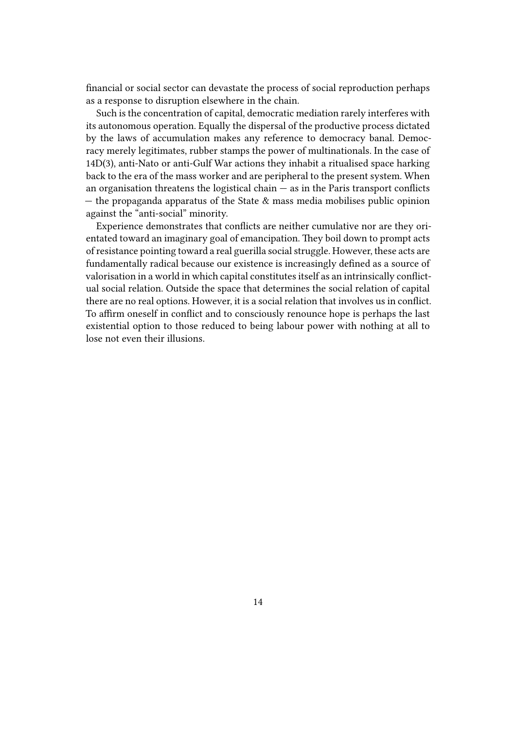financial or social sector can devastate the process of social reproduction perhaps as a response to disruption elsewhere in the chain.

Such is the concentration of capital, democratic mediation rarely interferes with its autonomous operation. Equally the dispersal of the productive process dictated by the laws of accumulation makes any reference to democracy banal. Democracy merely legitimates, rubber stamps the power of multinationals. In the case of 14D(3), anti-Nato or anti-Gulf War actions they inhabit a ritualised space harking back to the era of the mass worker and are peripheral to the present system. When an organisation threatens the logistical chain — as in the Paris transport conflicts — the propaganda apparatus of the State & mass media mobilises public opinion against the "anti-social" minority.

Experience demonstrates that conflicts are neither cumulative nor are they orientated toward an imaginary goal of emancipation. They boil down to prompt acts of resistance pointing toward a real guerilla social struggle. However, these acts are fundamentally radical because our existence is increasingly defined as a source of valorisation in a world in which capital constitutes itself as an intrinsically conflictual social relation. Outside the space that determines the social relation of capital there are no real options. However, it is a social relation that involves us in conflict. To affirm oneself in conflict and to consciously renounce hope is perhaps the last existential option to those reduced to being labour power with nothing at all to lose not even their illusions.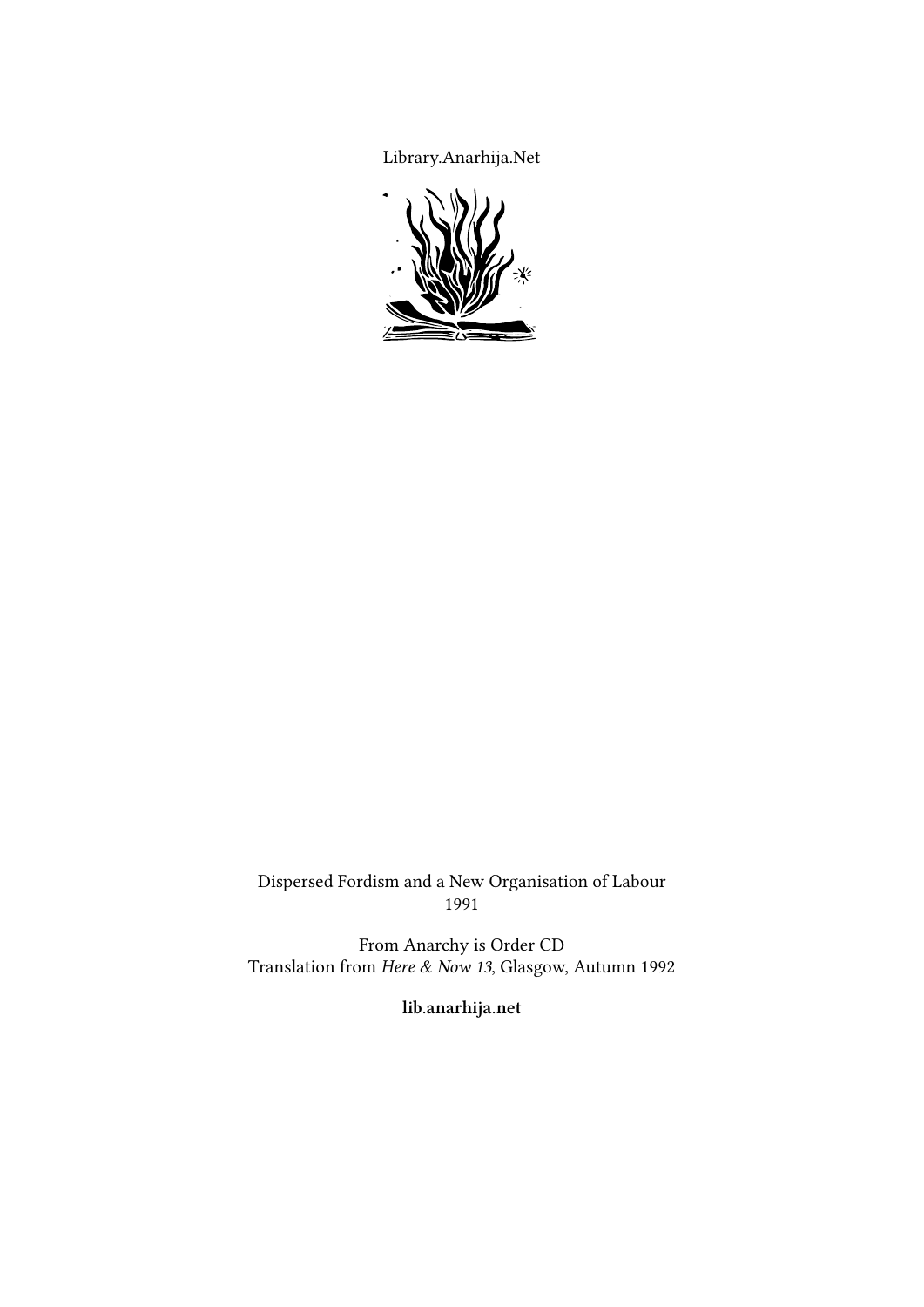Library.Anarhija.Net

Dispersed Fordism and a New Organisation of Labour
1991

From Anarchy is Order CD
Translation from *Here & Now 13*, Glasgow, Autumn 1992

**lib.anarhija.net**